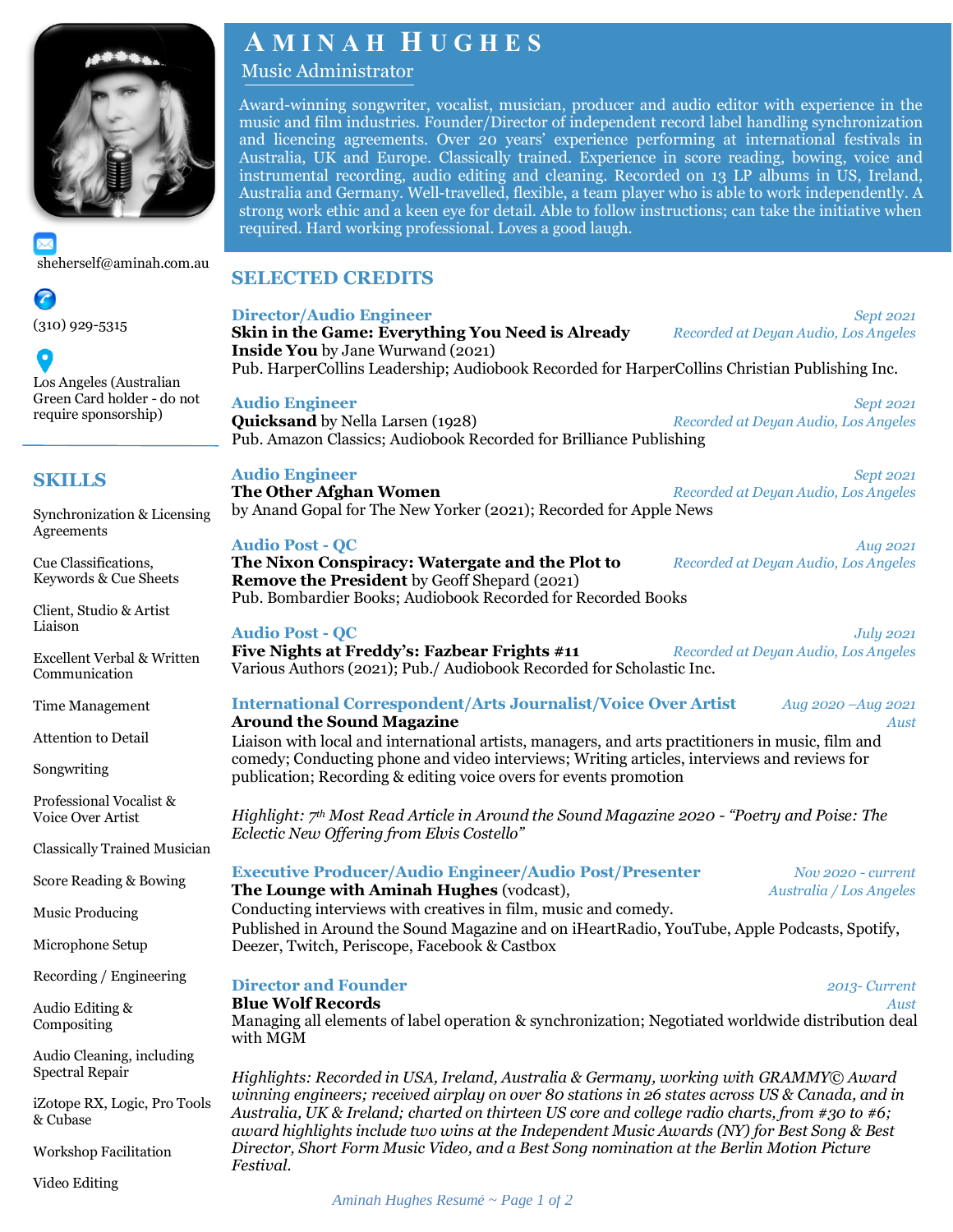# AMINAH HUGHES

Music Administrator

Award-winning songwriter, vocalist, musician, producer and audio editor with experience in the music and film industries. Founder/Director of independent record label handling synchronization and licencing agreements. Over 20 years' experience performing at international festivals in Australia, UK and Europe. Classically trained. Experience in score reading, bowing, voice and instrumental recording, audio editing and cleaning. Recorded on 13 LP albums in US, Ireland, Australia and Germany. Well-travelled, flexible, a team player who is able to work independently. A strong work ethic and a keen eye for detail. Able to follow instructions; can take the initiative when required. Hard working professional. Loves a good laugh.

sheherself@aminah.com.au

(310) 929-5315

Los Angeles (Australian Green Card holder - do not require sponsorship)

## SKILLS

- Synchronization & Licensing Agreements
- Cue Classifications, Keywords & Cue Sheets
- Client, Studio & Artist Liaison
- Excellent Verbal & Written Communication
- Time Management
- Attention to Detail
- Songwriting
- Professional Vocalist & Voice Over Artist
- Classically Trained Musician
- Score Reading & Bowing
- Music Producing
- Microphone Setup
- Recording / Engineering
- Audio Editing & Compositing
- Audio Cleaning, including Spectral Repair
- iZotope RX, Logic, Pro Tools & Cubase
- Workshop Facilitation
- Video Editing

## SELECTED CREDITS

### Director/Audio Engineer
*Sept 2021*

**Skin in the Game: Everything You Need is Already Inside You** by Jane Wurwand (2021)
*Recorded at Deyan Audio, Los Angeles*

Pub. HarperCollins Leadership; Audiobook Recorded for HarperCollins Christian Publishing Inc.

### Audio Engineer
*Sept 2021*

**Quicksand** by Nella Larsen (1928)
*Recorded at Deyan Audio, Los Angeles*

Pub. Amazon Classics; Audiobook Recorded for Brilliance Publishing

### Audio Engineer
*Sept 2021*

**The Other Afghan Women**
*Recorded at Deyan Audio, Los Angeles*

by Anand Gopal for The New Yorker (2021); Recorded for Apple News

### Audio Post - QC
*Aug 2021*

**The Nixon Conspiracy: Watergate and the Plot to Remove the President** by Geoff Shepard (2021)
*Recorded at Deyan Audio, Los Angeles*

Pub. Bombardier Books; Audiobook Recorded for Recorded Books

### Audio Post - QC
*July 2021*

**Five Nights at Freddy's: Fazbear Frights #11**
*Recorded at Deyan Audio, Los Angeles*

Various Authors (2021); Pub./ Audiobook Recorded for Scholastic Inc.

### International Correspondent/Arts Journalist/Voice Over Artist
*Aug 2020 –Aug 2021*

**Around the Sound Magazine**
*Aust*

Liaison with local and international artists, managers, and arts practitioners in music, film and comedy; Conducting phone and video interviews; Writing articles, interviews and reviews for publication; Recording & editing voice overs for events promotion

*Highlight: 7th Most Read Article in Around the Sound Magazine 2020 - "Poetry and Poise: The Eclectic New Offering from Elvis Costello"*

### Executive Producer/Audio Engineer/Audio Post/Presenter
*Nov 2020 - current*

**The Lounge with Aminah Hughes** (vodcast),
*Australia / Los Angeles*

Conducting interviews with creatives in film, music and comedy.
Published in Around the Sound Magazine and on iHeartRadio, YouTube, Apple Podcasts, Spotify, Deezer, Twitch, Periscope, Facebook & Castbox

### Director and Founder
*2013- Current*

**Blue Wolf Records**
*Aust*

Managing all elements of label operation & synchronization; Negotiated worldwide distribution deal with MGM

*Highlights: Recorded in USA, Ireland, Australia & Germany, working with GRAMMY© Award winning engineers; received airplay on over 80 stations in 26 states across US & Canada, and in Australia, UK & Ireland; charted on thirteen US core and college radio charts, from #30 to #6; award highlights include two wins at the Independent Music Awards (NY) for Best Song & Best Director, Short Form Music Video, and a Best Song nomination at the Berlin Motion Picture Festival.*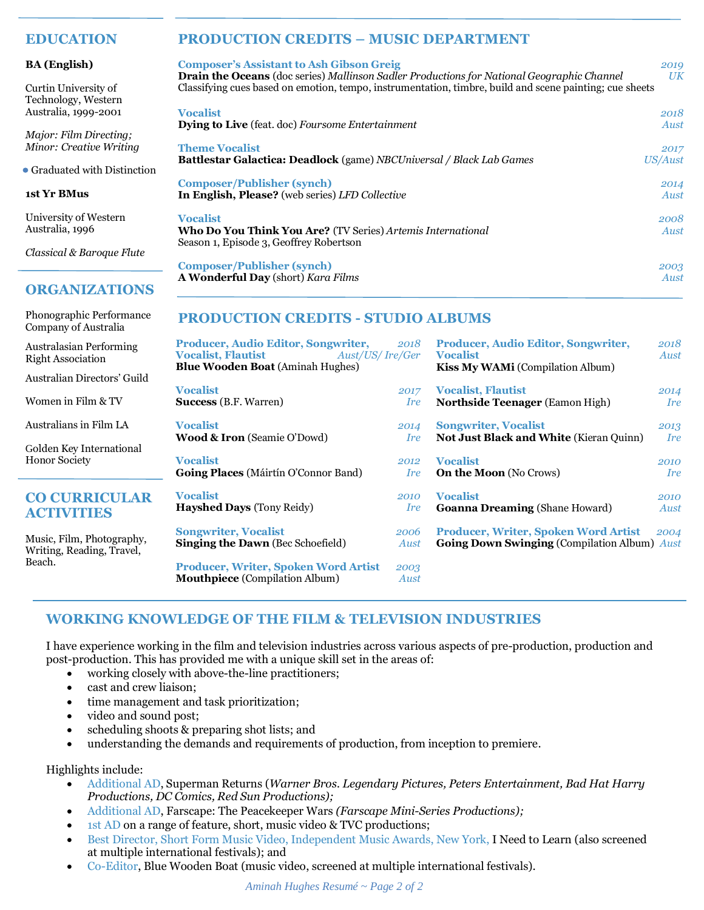## EDUCATION

**BA (English)**

Curtin University of Technology, Western Australia, 1999-2001

*Major: Film Directing; Minor: Creative Writing*

- Graduated with Distinction

**1st Yr BMus**

University of Western Australia, 1996

*Classical & Baroque Flute*

## ORGANIZATIONS

Phonographic Performance Company of Australia

Australasian Performing Right Association

Australian Directors' Guild

Women in Film & TV

Australians in Film LA

Golden Key International Honor Society

## CO CURRICULAR ACTIVITIES

Music, Film, Photography, Writing, Reading, Travel, Beach.

## PRODUCTION CREDITS – MUSIC DEPARTMENT

**Composer's Assistant to Ash Gibson Greig** — *2019, UK*
**Drain the Oceans** (doc series) *Mallinson Sadler Productions for National Geographic Channel*
Classifying cues based on emotion, tempo, instrumentation, timbre, build and scene painting; cue sheets

**Vocalist** — *2018, Aust*
**Dying to Live** (feat. doc) *Foursome Entertainment*

**Theme Vocalist** — *2017, US/Aust*
**Battlestar Galactica: Deadlock** (game) *NBCUniversal / Black Lab Games*

**Composer/Publisher (synch)** — *2014, Aust*
**In English, Please?** (web series) *LFD Collective*

**Vocalist** — *2008, Aust*
**Who Do You Think You Are?** (TV Series) *Artemis International*
Season 1, Episode 3, Geoffrey Robertson

**Composer/Publisher (synch)** — *2003, Aust*
**A Wonderful Day** (short) *Kara Films*

## PRODUCTION CREDITS - STUDIO ALBUMS

**Producer, Audio Editor, Songwriter, Vocalist, Flautist** — *2018, Aust/US/ Ire/Ger*
**Blue Wooden Boat** (Aminah Hughes)

**Producer, Audio Editor, Songwriter, Vocalist** — *2018, Aust*
**Kiss My WAMi** (Compilation Album)

**Vocalist** — *2017, Ire*
**Success** (B.F. Warren)

**Vocalist, Flautist** — *2014, Ire*
**Northside Teenager** (Eamon High)

**Vocalist** — *2014, Ire*
**Wood & Iron** (Seamie O'Dowd)

**Songwriter, Vocalist** — *2013, Ire*
**Not Just Black and White** (Kieran Quinn)

**Vocalist** — *2012, Ire*
**Going Places** (Máirtín O'Connor Band)

**Vocalist** — *2010, Ire*
**On the Moon** (No Crows)

**Vocalist** — *2010, Ire*
**Hayshed Days** (Tony Reidy)

**Vocalist** — *2010, Aust*
**Goanna Dreaming** (Shane Howard)

**Songwriter, Vocalist** — *2006, Aust*
**Singing the Dawn** (Bec Schoefield)

**Producer, Writer, Spoken Word Artist** — *2004, Aust*
**Going Down Swinging** (Compilation Album)

**Producer, Writer, Spoken Word Artist** — *2003, Aust*
**Mouthpiece** (Compilation Album)

## WORKING KNOWLEDGE OF THE FILM & TELEVISION INDUSTRIES

I have experience working in the film and television industries across various aspects of pre-production, production and post-production. This has provided me with a unique skill set in the areas of:

- working closely with above-the-line practitioners;
- cast and crew liaison;
- time management and task prioritization;
- video and sound post;
- scheduling shoots & preparing shot lists; and
- understanding the demands and requirements of production, from inception to premiere.

Highlights include:

- Additional AD, Superman Returns (*Warner Bros. Legendary Pictures, Peters Entertainment, Bad Hat Harry Productions, DC Comics, Red Sun Productions);*
- Additional AD, Farscape: The Peacekeeper Wars *(Farscape Mini-Series Productions);*
- 1st AD on a range of feature, short, music video & TVC productions;
- Best Director, Short Form Music Video, Independent Music Awards, New York, I Need to Learn (also screened at multiple international festivals); and
- Co-Editor, Blue Wooden Boat (music video, screened at multiple international festivals).